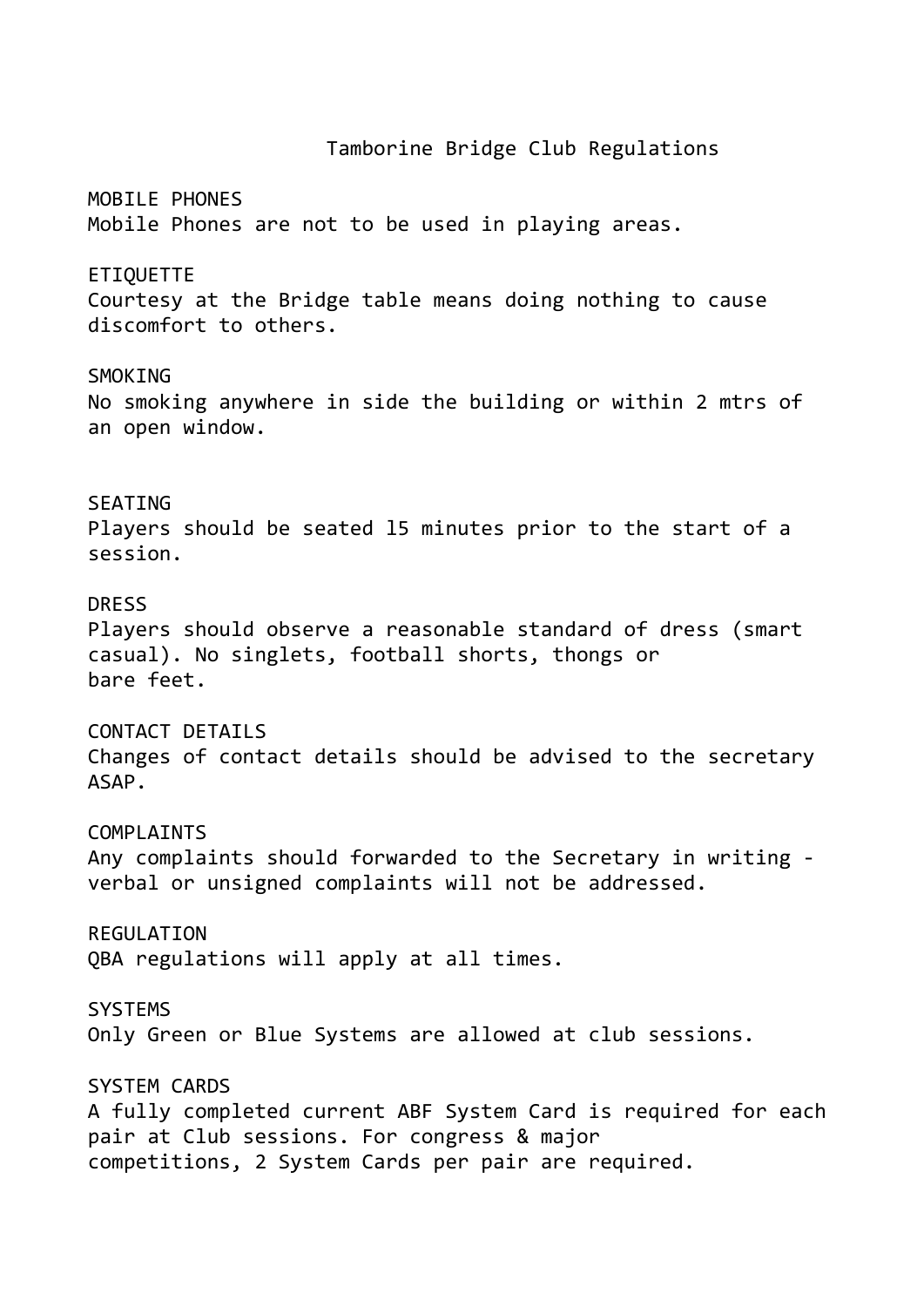# Tamborine Bridge Club Regulations

## MOBILE PHONES

Mobile Phones are not to be used in playing areas.

## ETIQUETTE

Courtesy at the Bridge table means doing nothing to cause discomfort to others.

## SMOKING

No smoking anywhere in side the building or within 2 mtrs of an open window.

## SEATING

Players should be seated l5 minutes prior to the start of a session.

## DRESS

Players should observe a reasonable standard of dress (smart casual). No singlets, football shorts, thongs or bare feet.

## CONTACT DETAILS

Changes of contact details should be advised to the secretary ASAP.

## COMPLAINTS

Any complaints should forwarded to the Secretary in writing - verbal or unsigned complaints will not be addressed.

## REGULATION

QBA regulations will apply at all times.

## SYSTEMS

Only Green or Blue Systems are allowed at club sessions.

## SYSTEM CARDS

A fully completed current ABF System Card is required for each pair at Club sessions. For congress & major competitions, 2 System Cards per pair are required.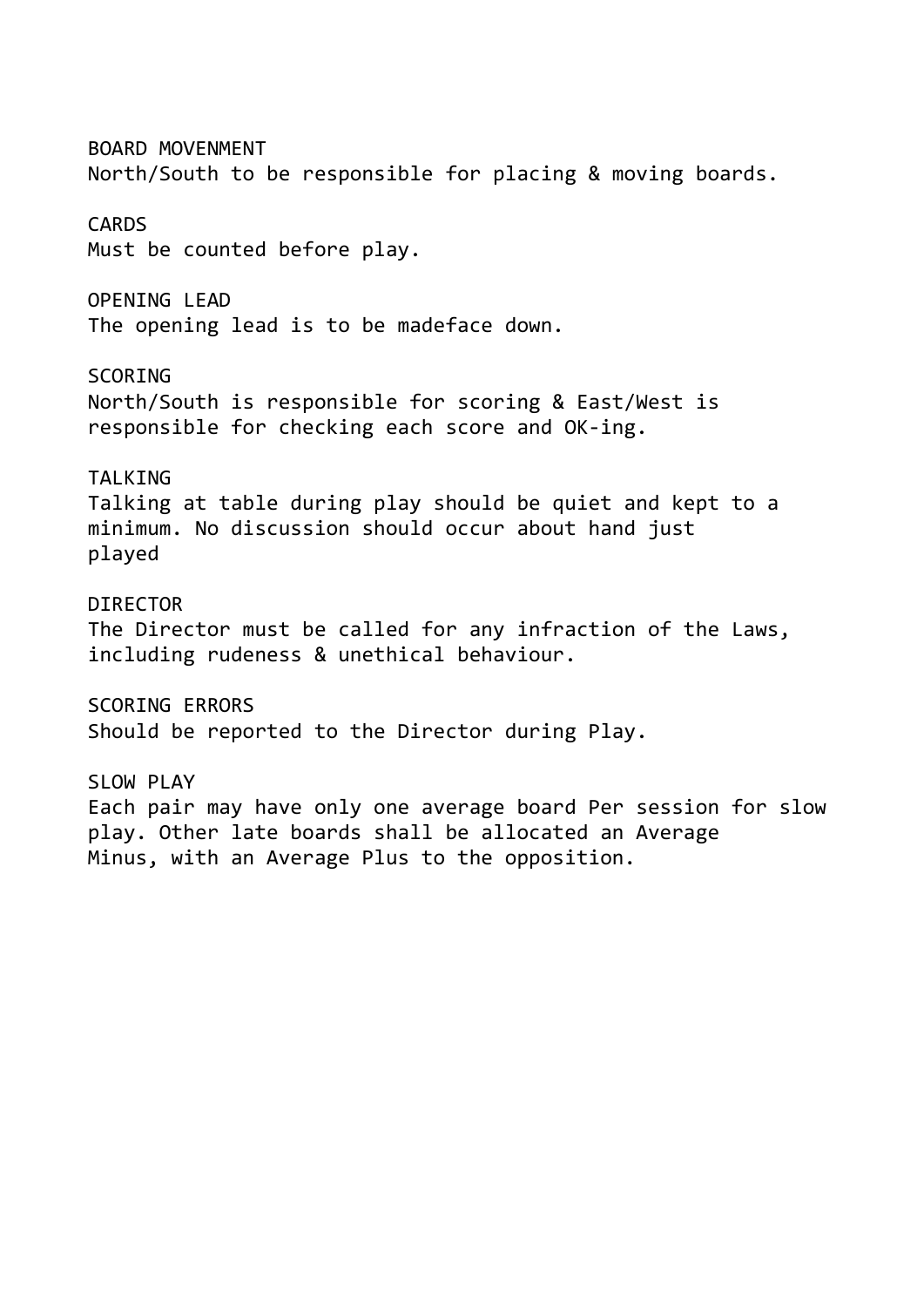BOARD MOVENMENT
North/South to be responsible for placing & moving boards.

CARDS
Must be counted before play.

OPENING LEAD
The opening lead is to be madeface down.

SCORING
North/South is responsible for scoring & East/West is responsible for checking each score and OK-ing.

TALKING
Talking at table during play should be quiet and kept to a minimum. No discussion should occur about hand just played

DIRECTOR
The Director must be called for any infraction of the Laws, including rudeness & unethical behaviour.

SCORING ERRORS
Should be reported to the Director during Play.

SLOW PLAY
Each pair may have only one average board Per session for slow play. Other late boards shall be allocated an Average Minus, with an Average Plus to the opposition.